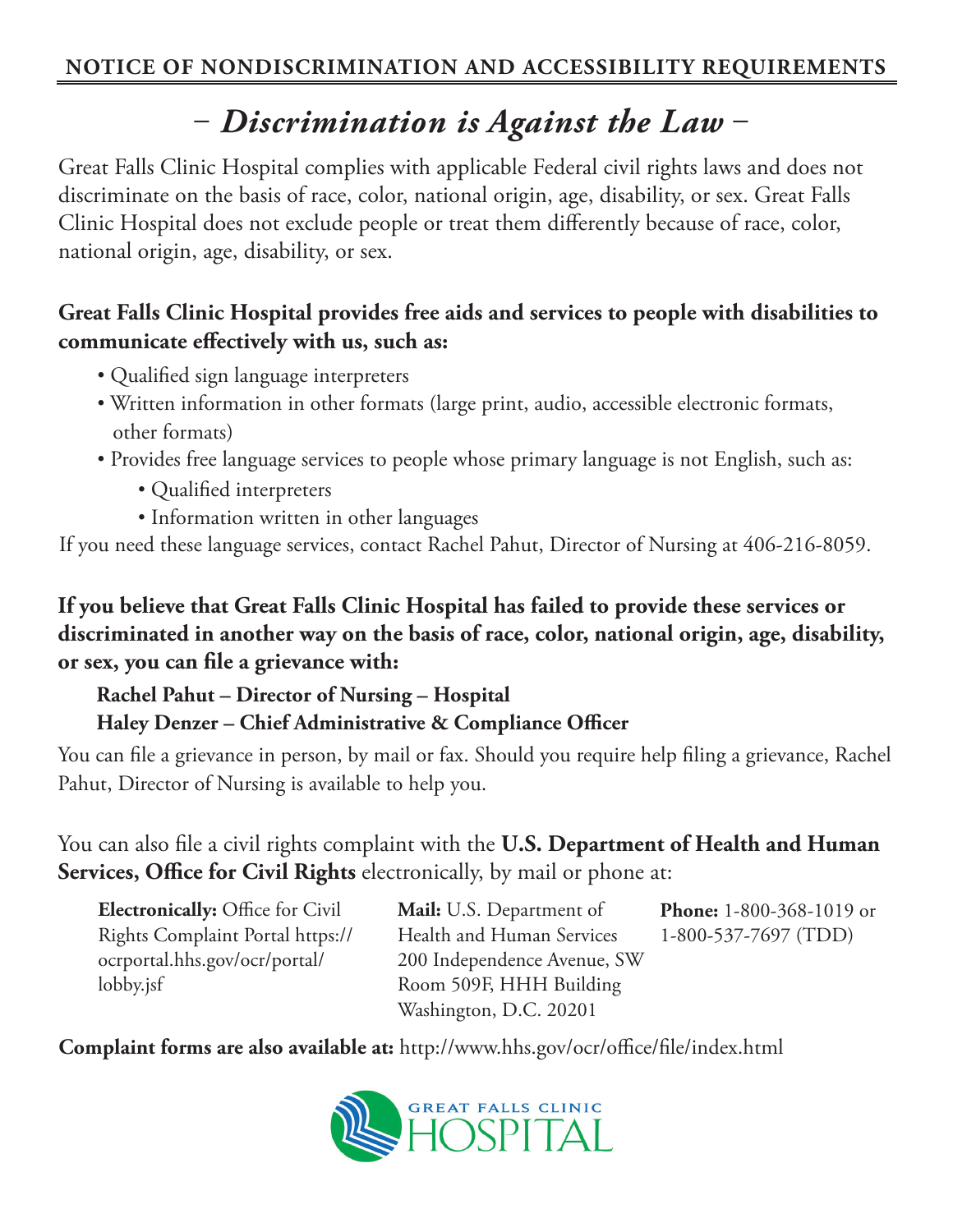## NOTICE OF NONDISCRIMINATION AND ACCESSIBILITY REQUIREMENTS

# – *Discrimination is Against the Law* –

Great Falls Clinic Hospital complies with applicable Federal civil rights laws and does not discriminate on the basis of race, color, national origin, age, disability, or sex. Great Falls Clinic Hospital does not exclude people or treat them differently because of race, color, national origin, age, disability, or sex.

**Great Falls Clinic Hospital provides free aids and services to people with disabilities to communicate effectively with us, such as:**

- Qualified sign language interpreters
- Written information in other formats (large print, audio, accessible electronic formats, other formats)
- Provides free language services to people whose primary language is not English, such as:
  - Qualified interpreters
  - Information written in other languages

If you need these language services, contact Rachel Pahut, Director of Nursing at 406-216-8059.

**If you believe that Great Falls Clinic Hospital has failed to provide these services or discriminated in another way on the basis of race, color, national origin, age, disability, or sex, you can file a grievance with:**

**Rachel Pahut – Director of Nursing – Hospital**
**Haley Denzer – Chief Administrative & Compliance Officer**

You can file a grievance in person, by mail or fax. Should you require help filing a grievance, Rachel Pahut, Director of Nursing is available to help you.

You can also file a civil rights complaint with the **U.S. Department of Health and Human Services, Office for Civil Rights** electronically, by mail or phone at:

**Electronically:** Office for Civil Rights Complaint Portal https://ocrportal.hhs.gov/ocr/portal/lobby.jsf

**Mail:** U.S. Department of Health and Human Services
200 Independence Avenue, SW
Room 509F, HHH Building
Washington, D.C. 20201

**Phone:** 1-800-368-1019 or 1-800-537-7697 (TDD)

**Complaint forms are also available at:** http://www.hhs.gov/ocr/office/file/index.html

GREAT FALLS CLINIC HOSPITAL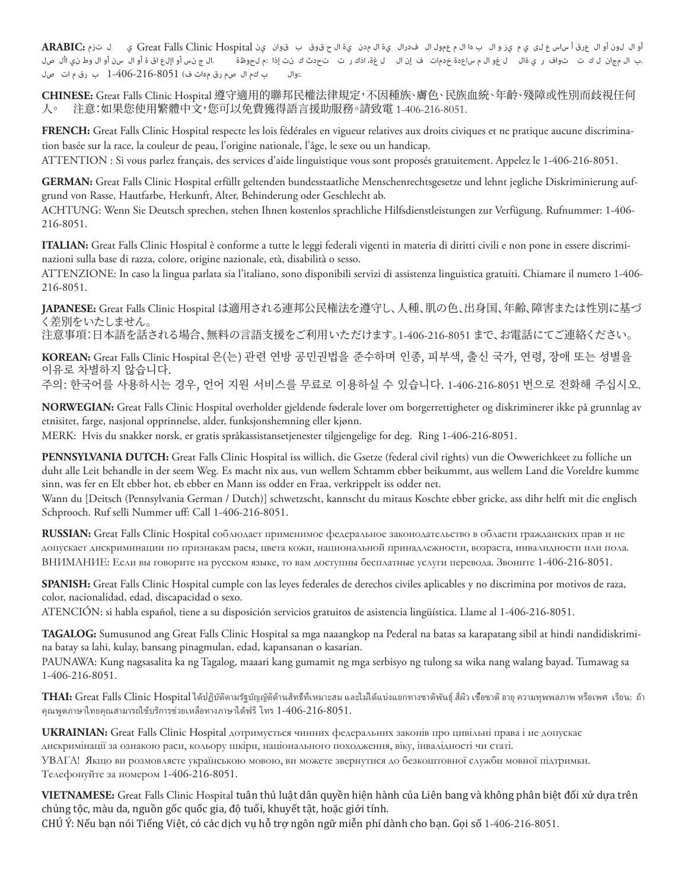**ARABIC:** يلتزم Great Falls Clinic Hospital بقوانين الحقوق المدنية الفدرالية المعمول بها ولا يميز على أساس العرق أو اللون أو الأصل الوطني أو السن أو الإعاقة أو الجنس. ملحوظة: إذا كنت تتحدث اذكر اللغة، فإن خدمات المساعدة اللغوية تتوافر لك بالمجان. اتصل برقم 1-406-216-8051 (رقم هاتف الصم والبكم:

**CHINESE:** Great Falls Clinic Hospital 遵守適用的聯邦民權法律規定，不因種族、膚色、民族血統、年齡、殘障或性別而歧視任何人。 注意：如果您使用繁體中文，您可以免費獲得語言援助服務。請致電 1-406-216-8051.

**FRENCH:** Great Falls Clinic Hospital respecte les lois fédérales en vigueur relatives aux droits civiques et ne pratique aucune discrimination basée sur la race, la couleur de peau, l'origine nationale, l'âge, le sexe ou un handicap.
ATTENTION : Si vous parlez français, des services d'aide linguistique vous sont proposés gratuitement. Appelez le 1-406-216-8051.

**GERMAN:** Great Falls Clinic Hospital erfüllt geltenden bundesstaatliche Menschenrechtsgesetze und lehnt jegliche Diskriminierung aufgrund von Rasse, Hautfarbe, Herkunft, Alter, Behinderung oder Geschlecht ab.
ACHTUNG: Wenn Sie Deutsch sprechen, stehen Ihnen kostenlos sprachliche Hilfsdienstleistungen zur Verfügung. Rufnummer: 1-406-216-8051.

**ITALIAN:** Great Falls Clinic Hospital è conforme a tutte le leggi federali vigenti in materia di diritti civili e non pone in essere discriminazioni sulla base di razza, colore, origine nazionale, età, disabilità o sesso.
ATTENZIONE: In caso la lingua parlata sia l'italiano, sono disponibili servizi di assistenza linguistica gratuiti. Chiamare il numero 1-406-216-8051.

**JAPANESE:** Great Falls Clinic Hospital は適用される連邦公民権法を遵守し、人種、肌の色、出身国、年齢、障害または性別に基づく差別をいたしません。
注意事項：日本語を話される場合、無料の言語支援をご利用いただけます。1-406-216-8051 まで、お電話にてご連絡ください。

**KOREAN:** Great Falls Clinic Hospital 은(는) 관련 연방 공민권법을 준수하며 인종, 피부색, 출신 국가, 연령, 장애 또는 성별을 이유로 차별하지 않습니다.
주의: 한국어를 사용하시는 경우, 언어 지원 서비스를 무료로 이용하실 수 있습니다. 1-406-216-8051 번으로 전화해 주십시오.

**NORWEGIAN:** Great Falls Clinic Hospital overholder gjeldende føderale lover om borgerrettigheter og diskriminerer ikke på grunnlag av etnisitet, farge, nasjonal opprinnelse, alder, funksjonshemning eller kjønn.
MERK: Hvis du snakker norsk, er gratis språkassistansetjenester tilgjengelige for deg. Ring 1-406-216-8051.

**PENNSYLVANIA DUTCH:** Great Falls Clinic Hospital iss willich, die Gsetze (federal civil rights) vun die Owwerichkeet zu folliche un duht alle Leit behandle in der seem Weg. Es macht nix aus, vun wellem Schtamm ebber beikummt, aus wellem Land die Voreldre kumme sinn, was fer en Elt ebber hot, eb ebber en Mann iss odder en Fraa, verkrippelt iss odder net.
Wann du [Deitsch (Pennsylvania German / Dutch)] schwetzscht, kannscht du mitaus Koschte ebber gricke, ass dihr helft mit die englisch Schprooch. Ruf selli Nummer uff: Call 1-406-216-8051.

**RUSSIAN:** Great Falls Clinic Hospital соблюдает применимое федеральное законодательство в области гражданских прав и не допускает дискриминации по признакам расы, цвета кожи, национальной принадлежности, возраста, инвалидности или пола.
ВНИМАНИЕ: Если вы говорите на русском языке, то вам доступны бесплатные услуги перевода. Звоните 1-406-216-8051.

**SPANISH:** Great Falls Clinic Hospital cumple con las leyes federales de derechos civiles aplicables y no discrimina por motivos de raza, color, nacionalidad, edad, discapacidad o sexo.
ATENCIÓN: si habla español, tiene a su disposición servicios gratuitos de asistencia lingüística. Llame al 1-406-216-8051.

**TAGALOG:** Sumusunod ang Great Falls Clinic Hospital sa mga naaangkop na Pederal na batas sa karapatang sibil at hindi nandidiskrimina batay sa lahi, kulay, bansang pinagmulan, edad, kapansanan o kasarian.
PAUNAWA: Kung nagsasalita ka ng Tagalog, maaari kang gumamit ng mga serbisyo ng tulong sa wika nang walang bayad. Tumawag sa 1-406-216-8051.

**THAI:** Great Falls Clinic Hospital ได้ปฏิบัติตามรัฐบัญญัติด้านสิทธิที่เหมาะสม และไม่ได้แบ่งแยกทางชาติพันธุ์ สีผิว เชื้อชาติ อายุ ความทุพพลภาพ หรือเพศ เรียน: ถ้าคุณพูดภาษาไทยคุณสามารถใช้บริการช่วยเหลือทางภาษาได้ฟรี โทร 1-406-216-8051.

**UKRAINIAN:** Great Falls Clinic Hospital дотримується чинних федеральних законів про цивільні права і не допускає дискримінації за ознакою раси, кольору шкіри, національного походження, віку, інвалідності чи статі.
УВАГА! Якщо ви розмовляєте українською мовою, ви можете звернутися до безкоштовної служби мовної підтримки. Телефонуйте за номером 1-406-216-8051.

**VIETNAMESE:** Great Falls Clinic Hospital tuân thủ luật dân quyền hiện hành của Liên bang và không phân biệt đối xử dựa trên chủng tộc, màu da, nguồn gốc quốc gia, độ tuổi, khuyết tật, hoặc giới tính.
CHÚ Ý: Nếu bạn nói Tiếng Việt, có các dịch vụ hỗ trợ ngôn ngữ miễn phí dành cho bạn. Gọi số 1-406-216-8051.